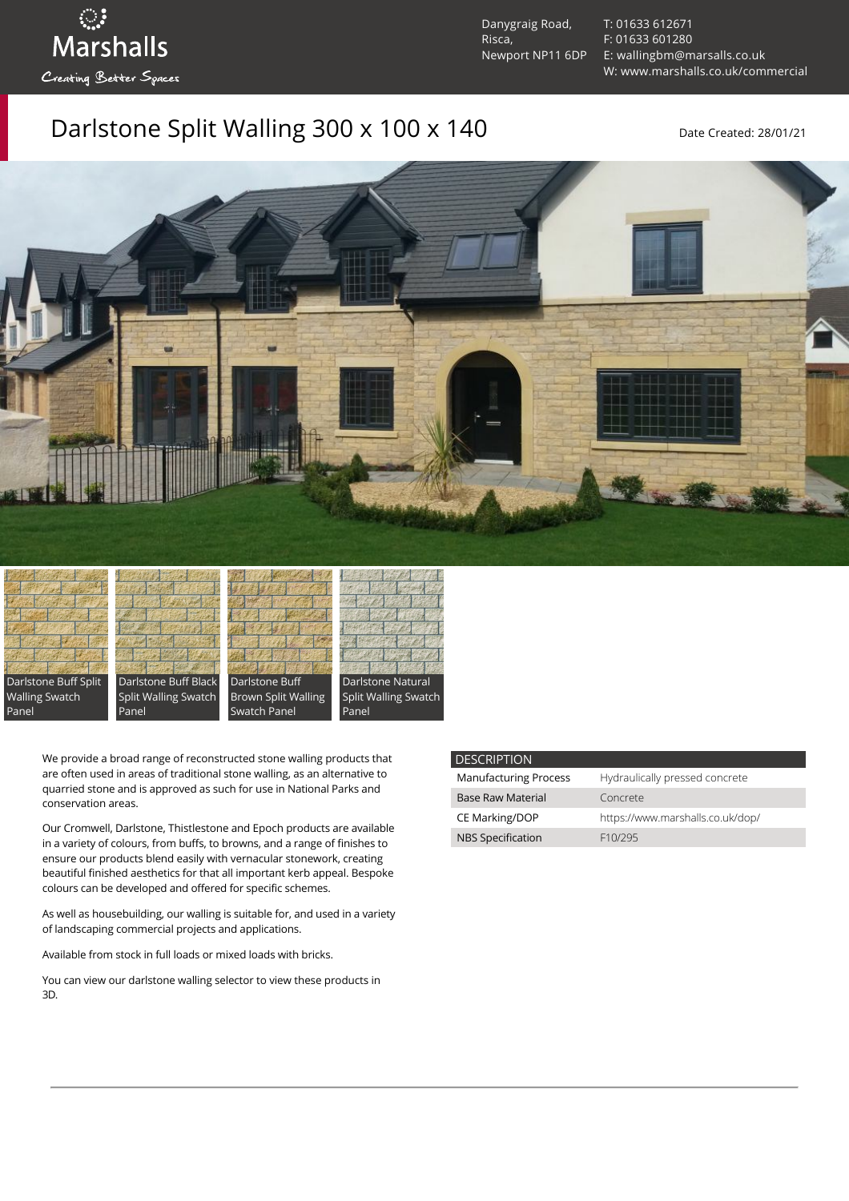Marshalls

Creating Better Spaces

Danygraig Road,
Risca,
Newport NP11 6DP

T: 01633 612671
F: 01633 601280
E: wallingbm@marsalls.co.uk
W: www.marshalls.co.uk/commercial

# Darlstone Split Walling 300 x 100 x 140

Date Created: 28/01/21

Darlstone Buff Split Walling Swatch Panel

Darlstone Buff Black Split Walling Swatch Panel

Darlstone Buff Brown Split Walling Swatch Panel

Darlstone Natural Split Walling Swatch Panel

We provide a broad range of reconstructed stone walling products that are often used in areas of traditional stone walling, as an alternative to quarried stone and is approved as such for use in National Parks and conservation areas.

Our Cromwell, Darlstone, Thistlestone and Epoch products are available in a variety of colours, from buffs, to browns, and a range of finishes to ensure our products blend easily with vernacular stonework, creating beautiful finished aesthetics for that all important kerb appeal. Bespoke colours can be developed and offered for specific schemes.

As well as housebuilding, our walling is suitable for, and used in a variety of landscaping commercial projects and applications.

Available from stock in full loads or mixed loads with bricks.

You can view our darlstone walling selector to view these products in 3D.

| DESCRIPTION | |
|---|---|
| Manufacturing Process | Hydraulically pressed concrete |
| Base Raw Material | Concrete |
| CE Marking/DOP | https://www.marshalls.co.uk/dop/ |
| NBS Specification | F10/295 |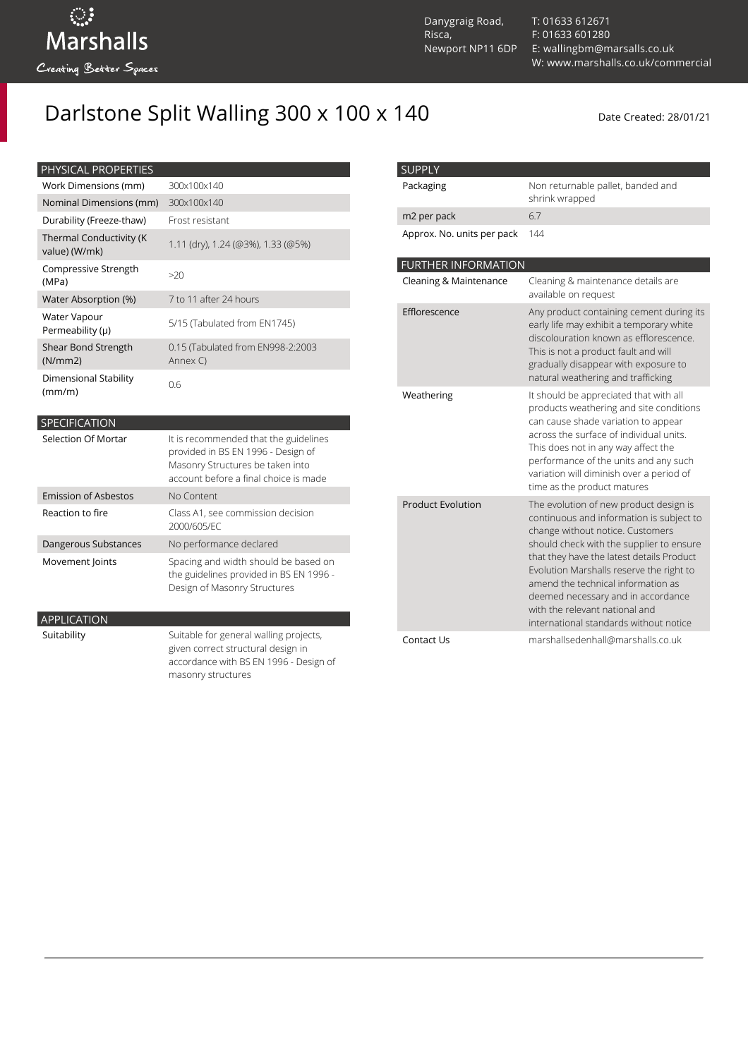Marshalls
Creating Better Spaces

Danygraig Road,
Risca,
Newport NP11 6DP

T: 01633 612671
F: 01633 601280
E: wallingbm@marsalls.co.uk
W: www.marshalls.co.uk/commercial

# Darlstone Split Walling 300 x 100 x 140

Date Created: 28/01/21

| PHYSICAL PROPERTIES | |
|---|---|
| Work Dimensions (mm) | 300x100x140 |
| Nominal Dimensions (mm) | 300x100x140 |
| Durability (Freeze-thaw) | Frost resistant |
| Thermal Conductivity (K value) (W/mk) | 1.11 (dry), 1.24 (@3%), 1.33 (@5%) |
| Compressive Strength (MPa) | >20 |
| Water Absorption (%) | 7 to 11 after 24 hours |
| Water Vapour Permeability (μ) | 5/15 (Tabulated from EN1745) |
| Shear Bond Strength (N/mm2) | 0.15 (Tabulated from EN998-2:2003 Annex C) |
| Dimensional Stability (mm/m) | 0.6 |

| SPECIFICATION | |
|---|---|
| Selection Of Mortar | It is recommended that the guidelines provided in BS EN 1996 - Design of Masonry Structures be taken into account before a final choice is made |
| Emission of Asbestos | No Content |
| Reaction to fire | Class A1, see commission decision 2000/605/EC |
| Dangerous Substances | No performance declared |
| Movement Joints | Spacing and width should be based on the guidelines provided in BS EN 1996 - Design of Masonry Structures |

| APPLICATION | |
|---|---|
| Suitability | Suitable for general walling projects, given correct structural design in accordance with BS EN 1996 - Design of masonry structures |

| SUPPLY | |
|---|---|
| Packaging | Non returnable pallet, banded and shrink wrapped |
| m2 per pack | 6.7 |
| Approx. No. units per pack | 144 |

| FURTHER INFORMATION | |
|---|---|
| Cleaning & Maintenance | Cleaning & maintenance details are available on request |
| Efflorescence | Any product containing cement during its early life may exhibit a temporary white discolouration known as efflorescence. This is not a product fault and will gradually disappear with exposure to natural weathering and trafficking |
| Weathering | It should be appreciated that with all products weathering and site conditions can cause shade variation to appear across the surface of individual units. This does not in any way affect the performance of the units and any such variation will diminish over a period of time as the product matures |
| Product Evolution | The evolution of new product design is continuous and information is subject to change without notice. Customers should check with the supplier to ensure that they have the latest details Product Evolution Marshalls reserve the right to amend the technical information as deemed necessary and in accordance with the relevant national and international standards without notice |
| Contact Us | marshallsedenhall@marshalls.co.uk |